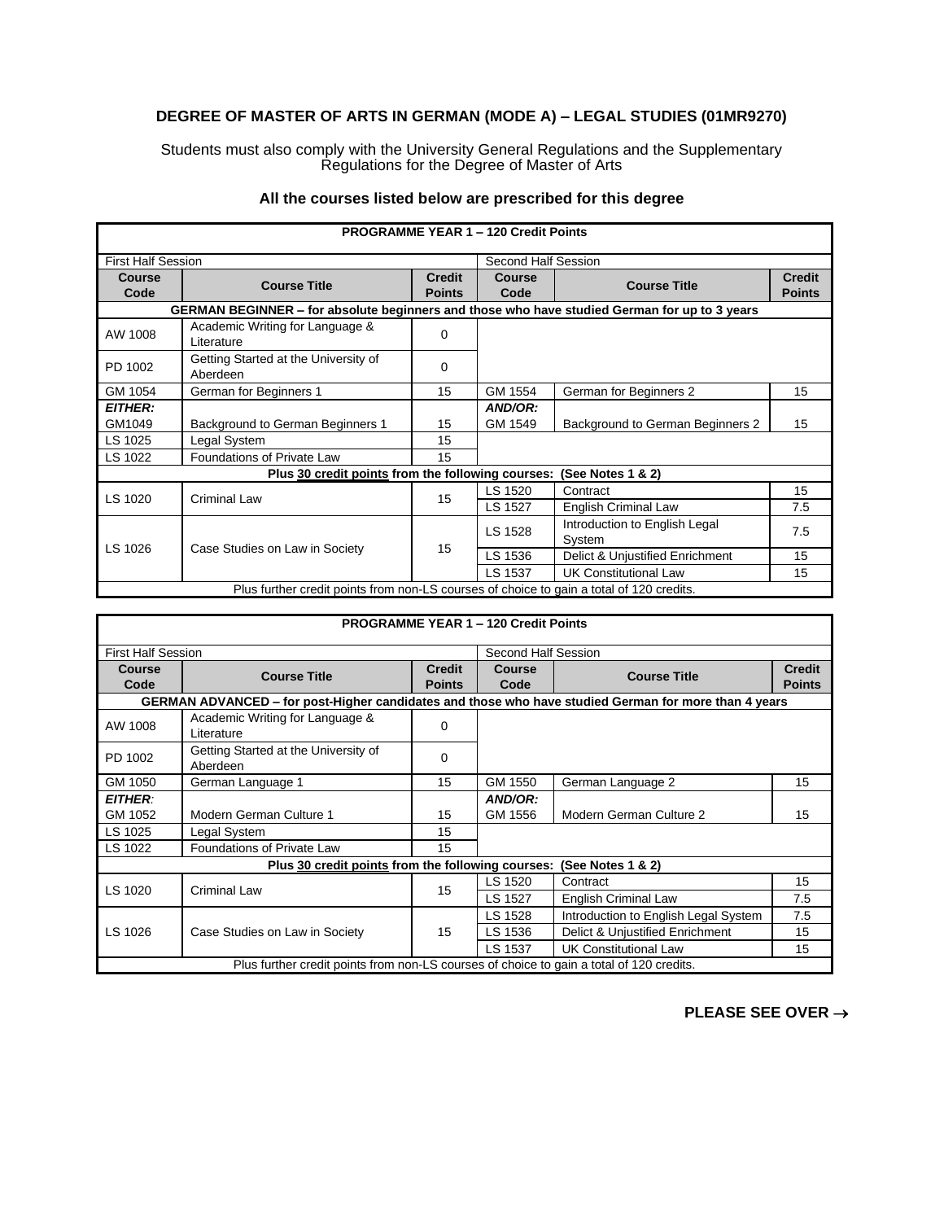# DEGREE OF MASTER OF ARTS IN GERMAN (MODE A) – LEGAL STUDIES (01MR9270)

Students must also comply with the University General Regulations and the Supplementary Regulations for the Degree of Master of Arts

**All the courses listed below are prescribed for this degree**

| PROGRAMME YEAR 1 – 120 Credit Points | | | | | |
|---|---|---|---|---|---|
| First Half Session | | | Second Half Session | | |
| **Course Code** | **Course Title** | **Credit Points** | **Course Code** | **Course Title** | **Credit Points** |
| **GERMAN BEGINNER – for absolute beginners and those who have studied German for up to 3 years** | | | | | |
| AW 1008 | Academic Writing for Language & Literature | 0 | | | |
| PD 1002 | Getting Started at the University of Aberdeen | 0 | | | |
| GM 1054 | German for Beginners 1 | 15 | GM 1554 | German for Beginners 2 | 15 |
| ***EITHER:*** GM1049 | Background to German Beginners 1 | 15 | ***AND/OR:*** GM 1549 | Background to German Beginners 2 | 15 |
| LS 1025 | Legal System | 15 | | | |
| LS 1022 | Foundations of Private Law | 15 | | | |
| **Plus 30 credit points from the following courses: (See Notes 1 & 2)** | | | | | |
| LS 1020 | Criminal Law | 15 | LS 1520 | Contract | 15 |
| | | | LS 1527 | English Criminal Law | 7.5 |
| LS 1026 | Case Studies on Law in Society | 15 | LS 1528 | Introduction to English Legal System | 7.5 |
| | | | LS 1536 | Delict & Unjustified Enrichment | 15 |
| | | | LS 1537 | UK Constitutional Law | 15 |
| Plus further credit points from non-LS courses of choice to gain a total of 120 credits. | | | | | |

| PROGRAMME YEAR 1 – 120 Credit Points | | | | | |
|---|---|---|---|---|---|
| First Half Session | | | Second Half Session | | |
| **Course Code** | **Course Title** | **Credit Points** | **Course Code** | **Course Title** | **Credit Points** |
| **GERMAN ADVANCED – for post-Higher candidates and those who have studied German for more than 4 years** | | | | | |
| AW 1008 | Academic Writing for Language & Literature | 0 | | | |
| PD 1002 | Getting Started at the University of Aberdeen | 0 | | | |
| GM 1050 | German Language 1 | 15 | GM 1550 | German Language 2 | 15 |
| ***EITHER:*** GM 1052 | Modern German Culture 1 | 15 | ***AND/OR:*** GM 1556 | Modern German Culture 2 | 15 |
| LS 1025 | Legal System | 15 | | | |
| LS 1022 | Foundations of Private Law | 15 | | | |
| **Plus 30 credit points from the following courses: (See Notes 1 & 2)** | | | | | |
| LS 1020 | Criminal Law | 15 | LS 1520 | Contract | 15 |
| | | | LS 1527 | English Criminal Law | 7.5 |
| LS 1026 | Case Studies on Law in Society | 15 | LS 1528 | Introduction to English Legal System | 7.5 |
| | | | LS 1536 | Delict & Unjustified Enrichment | 15 |
| | | | LS 1537 | UK Constitutional Law | 15 |
| Plus further credit points from non-LS courses of choice to gain a total of 120 credits. | | | | | |

**PLEASE SEE OVER →**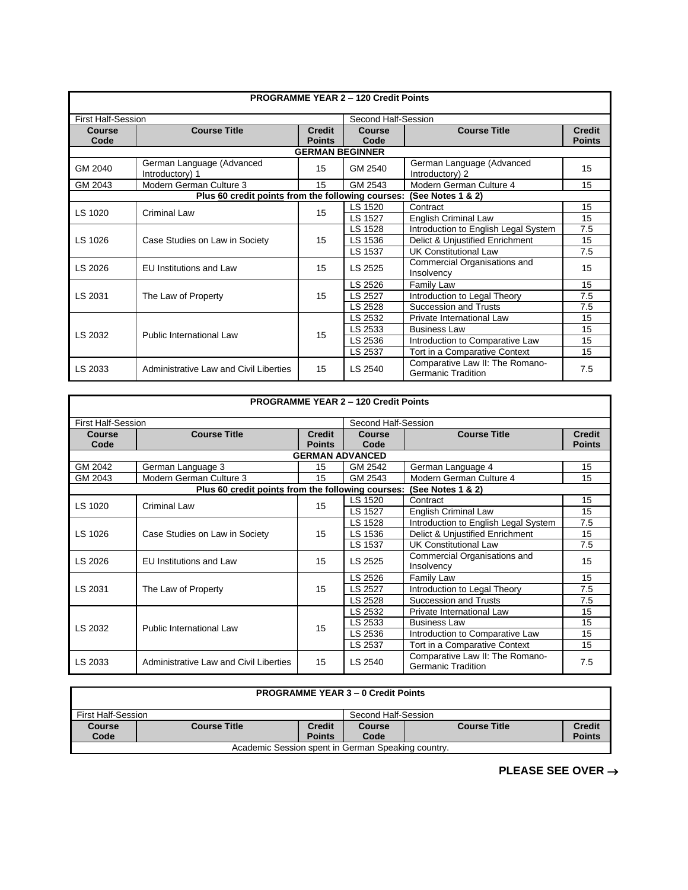**PROGRAMME YEAR 2 – 120 Credit Points**

| First Half-Session | | | Second Half-Session | | |
|---|---|---|---|---|---|
| **Course Code** | **Course Title** | **Credit Points** | **Course Code** | **Course Title** | **Credit Points** |
| **GERMAN BEGINNER** | | | | | |
| GM 2040 | German Language (Advanced Introductory) 1 | 15 | GM 2540 | German Language (Advanced Introductory) 2 | 15 |
| GM 2043 | Modern German Culture 3 | 15 | GM 2543 | Modern German Culture 4 | 15 |
| **Plus 60 credit points from the following courses: (See Notes 1 & 2)** | | | | | |
| LS 1020 | Criminal Law | 15 | LS 1520 | Contract | 15 |
| | | | LS 1527 | English Criminal Law | 15 |
| LS 1026 | Case Studies on Law in Society | 15 | LS 1528 | Introduction to English Legal System | 7.5 |
| | | | LS 1536 | Delict & Unjustified Enrichment | 15 |
| | | | LS 1537 | UK Constitutional Law | 7.5 |
| LS 2026 | EU Institutions and Law | 15 | LS 2525 | Commercial Organisations and Insolvency | 15 |
| LS 2031 | The Law of Property | 15 | LS 2526 | Family Law | 15 |
| | | | LS 2527 | Introduction to Legal Theory | 7.5 |
| | | | LS 2528 | Succession and Trusts | 7.5 |
| LS 2032 | Public International Law | 15 | LS 2532 | Private International Law | 15 |
| | | | LS 2533 | Business Law | 15 |
| | | | LS 2536 | Introduction to Comparative Law | 15 |
| | | | LS 2537 | Tort in a Comparative Context | 15 |
| LS 2033 | Administrative Law and Civil Liberties | 15 | LS 2540 | Comparative Law II: The Romano-Germanic Tradition | 7.5 |

**PROGRAMME YEAR 2 – 120 Credit Points**

| First Half-Session | | | Second Half-Session | | |
|---|---|---|---|---|---|
| **Course Code** | **Course Title** | **Credit Points** | **Course Code** | **Course Title** | **Credit Points** |
| **GERMAN ADVANCED** | | | | | |
| GM 2042 | German Language 3 | 15 | GM 2542 | German Language 4 | 15 |
| GM 2043 | Modern German Culture 3 | 15 | GM 2543 | Modern German Culture 4 | 15 |
| **Plus 60 credit points from the following courses: (See Notes 1 & 2)** | | | | | |
| LS 1020 | Criminal Law | 15 | LS 1520 | Contract | 15 |
| | | | LS 1527 | English Criminal Law | 15 |
| LS 1026 | Case Studies on Law in Society | 15 | LS 1528 | Introduction to English Legal System | 7.5 |
| | | | LS 1536 | Delict & Unjustified Enrichment | 15 |
| | | | LS 1537 | UK Constitutional Law | 7.5 |
| LS 2026 | EU Institutions and Law | 15 | LS 2525 | Commercial Organisations and Insolvency | 15 |
| LS 2031 | The Law of Property | 15 | LS 2526 | Family Law | 15 |
| | | | LS 2527 | Introduction to Legal Theory | 7.5 |
| | | | LS 2528 | Succession and Trusts | 7.5 |
| LS 2032 | Public International Law | 15 | LS 2532 | Private International Law | 15 |
| | | | LS 2533 | Business Law | 15 |
| | | | LS 2536 | Introduction to Comparative Law | 15 |
| | | | LS 2537 | Tort in a Comparative Context | 15 |
| LS 2033 | Administrative Law and Civil Liberties | 15 | LS 2540 | Comparative Law II: The Romano-Germanic Tradition | 7.5 |

**PROGRAMME YEAR 3 – 0 Credit Points**

| First Half-Session | | | Second Half-Session | | |
|---|---|---|---|---|---|
| **Course Code** | **Course Title** | **Credit Points** | **Course Code** | **Course Title** | **Credit Points** |
| Academic Session spent in German Speaking country. | | | | | |

**PLEASE SEE OVER →**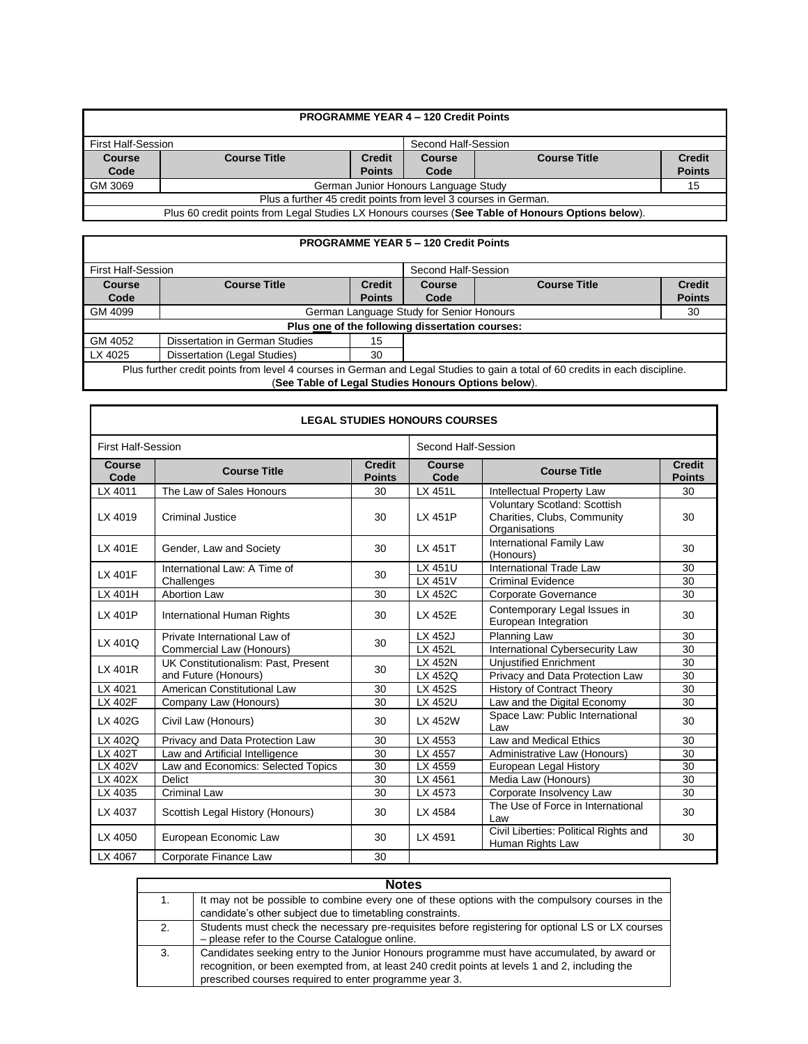| PROGRAMME YEAR 4 – 120 Credit Points | | | | | |
|---|---|---|---|---|---|
| First Half-Session | | | Second Half-Session | | |
| **Course Code** | **Course Title** | **Credit Points** | **Course Code** | **Course Title** | **Credit Points** |
| GM 3069 | German Junior Honours Language Study | | | | 15 |
| Plus a further 45 credit points from level 3 courses in German. | | | | | |
| Plus 60 credit points from Legal Studies LX Honours courses (**See Table of Honours Options below**). | | | | | |

| PROGRAMME YEAR 5 – 120 Credit Points | | | | | |
|---|---|---|---|---|---|
| First Half-Session | | | Second Half-Session | | |
| **Course Code** | **Course Title** | **Credit Points** | **Course Code** | **Course Title** | **Credit Points** |
| GM 4099 | German Language Study for Senior Honours | | | | 30 |
| **Plus one of the following dissertation courses:** | | | | | |
| GM 4052 | Dissertation in German Studies | 15 | | | |
| LX 4025 | Dissertation (Legal Studies) | 30 | | | |
| Plus further credit points from level 4 courses in German and Legal Studies to gain a total of 60 credits in each discipline. (**See Table of Legal Studies Honours Options below**). | | | | | |

| LEGAL STUDIES HONOURS COURSES | | | | | |
|---|---|---|---|---|---|
| First Half-Session | | | Second Half-Session | | |
| **Course Code** | **Course Title** | **Credit Points** | **Course Code** | **Course Title** | **Credit Points** |
| LX 4011 | The Law of Sales Honours | 30 | LX 451L | Intellectual Property Law | 30 |
| LX 4019 | Criminal Justice | 30 | LX 451P | Voluntary Scotland: Scottish Charities, Clubs, Community Organisations | 30 |
| LX 401E | Gender, Law and Society | 30 | LX 451T | International Family Law (Honours) | 30 |
| LX 401F | International Law: A Time of Challenges | 30 | LX 451U | International Trade Law | 30 |
| | | | LX 451V | Criminal Evidence | 30 |
| LX 401H | Abortion Law | 30 | LX 452C | Corporate Governance | 30 |
| LX 401P | International Human Rights | 30 | LX 452E | Contemporary Legal Issues in European Integration | 30 |
| LX 401Q | Private International Law of Commercial Law (Honours) | 30 | LX 452J | Planning Law | 30 |
| | | | LX 452L | International Cybersecurity Law | 30 |
| LX 401R | UK Constitutionalism: Past, Present and Future (Honours) | 30 | LX 452N | Unjustified Enrichment | 30 |
| | | | LX 452Q | Privacy and Data Protection Law | 30 |
| LX 4021 | American Constitutional Law | 30 | LX 452S | History of Contract Theory | 30 |
| LX 402F | Company Law (Honours) | 30 | LX 452U | Law and the Digital Economy | 30 |
| LX 402G | Civil Law (Honours) | 30 | LX 452W | Space Law: Public International Law | 30 |
| LX 402Q | Privacy and Data Protection Law | 30 | LX 4553 | Law and Medical Ethics | 30 |
| LX 402T | Law and Artificial Intelligence | 30 | LX 4557 | Administrative Law (Honours) | 30 |
| LX 402V | Law and Economics: Selected Topics | 30 | LX 4559 | European Legal History | 30 |
| LX 402X | Delict | 30 | LX 4561 | Media Law (Honours) | 30 |
| LX 4035 | Criminal Law | 30 | LX 4573 | Corporate Insolvency Law | 30 |
| LX 4037 | Scottish Legal History (Honours) | 30 | LX 4584 | The Use of Force in International Law | 30 |
| LX 4050 | European Economic Law | 30 | LX 4591 | Civil Liberties: Political Rights and Human Rights Law | 30 |
| LX 4067 | Corporate Finance Law | 30 | | | |

| Notes | |
|---|---|
| 1. | It may not be possible to combine every one of these options with the compulsory courses in the candidate's other subject due to timetabling constraints. |
| 2. | Students must check the necessary pre-requisites before registering for optional LS or LX courses – please refer to the Course Catalogue online. |
| 3. | Candidates seeking entry to the Junior Honours programme must have accumulated, by award or recognition, or been exempted from, at least 240 credit points at levels 1 and 2, including the prescribed courses required to enter programme year 3. |